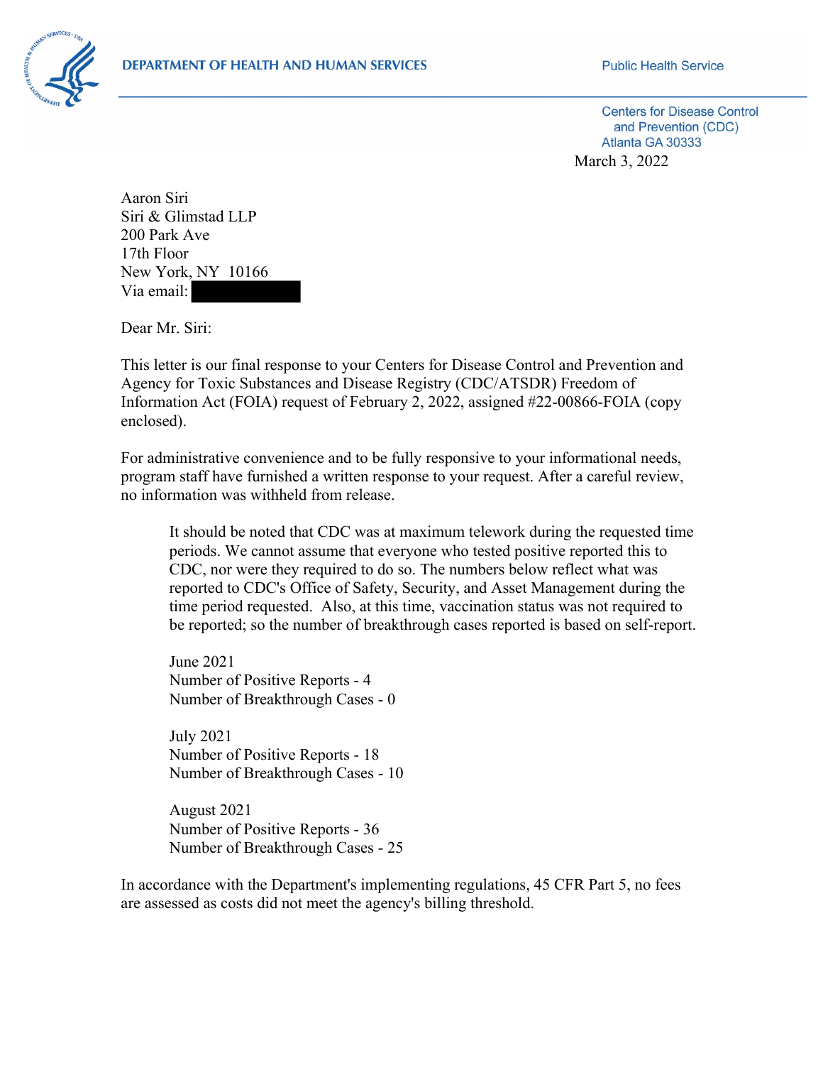DEPARTMENT OF HEALTH AND HUMAN SERVICES

Public Health Service

Centers for Disease Control and Prevention (CDC)
Atlanta GA 30333

March 3, 2022

Aaron Siri
Siri & Glimstad LLP
200 Park Ave
17th Floor
New York, NY 10166
Via email: [redacted]

Dear Mr. Siri:

This letter is our final response to your Centers for Disease Control and Prevention and Agency for Toxic Substances and Disease Registry (CDC/ATSDR) Freedom of Information Act (FOIA) request of February 2, 2022, assigned #22-00866-FOIA (copy enclosed).

For administrative convenience and to be fully responsive to your informational needs, program staff have furnished a written response to your request. After a careful review, no information was withheld from release.

> It should be noted that CDC was at maximum telework during the requested time periods. We cannot assume that everyone who tested positive reported this to CDC, nor were they required to do so. The numbers below reflect what was reported to CDC's Office of Safety, Security, and Asset Management during the time period requested. Also, at this time, vaccination status was not required to be reported; so the number of breakthrough cases reported is based on self-report.
>
> June 2021
> Number of Positive Reports - 4
> Number of Breakthrough Cases - 0
>
> July 2021
> Number of Positive Reports - 18
> Number of Breakthrough Cases - 10
>
> August 2021
> Number of Positive Reports - 36
> Number of Breakthrough Cases - 25

In accordance with the Department's implementing regulations, 45 CFR Part 5, no fees are assessed as costs did not meet the agency's billing threshold.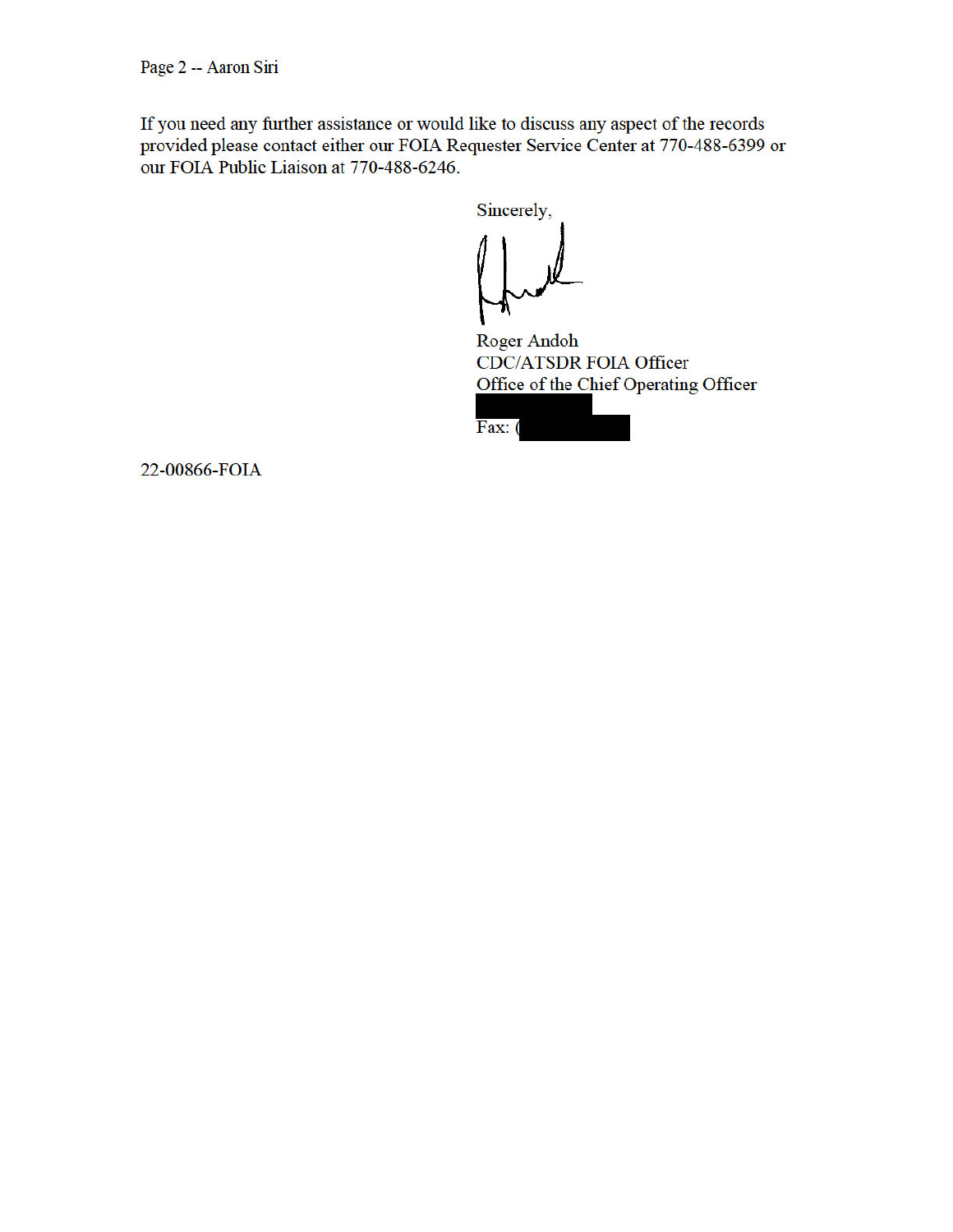If you need any further assistance or would like to discuss any aspect of the records provided please contact either our FOIA Requester Service Center at 770-488-6399 or our FOIA Public Liaison at 770-488-6246.

Sincerely,

Roger Andoh
CDC/ATSDR FOIA Officer
Office of the Chief Operating Officer

Fax: (

22-00866-FOIA